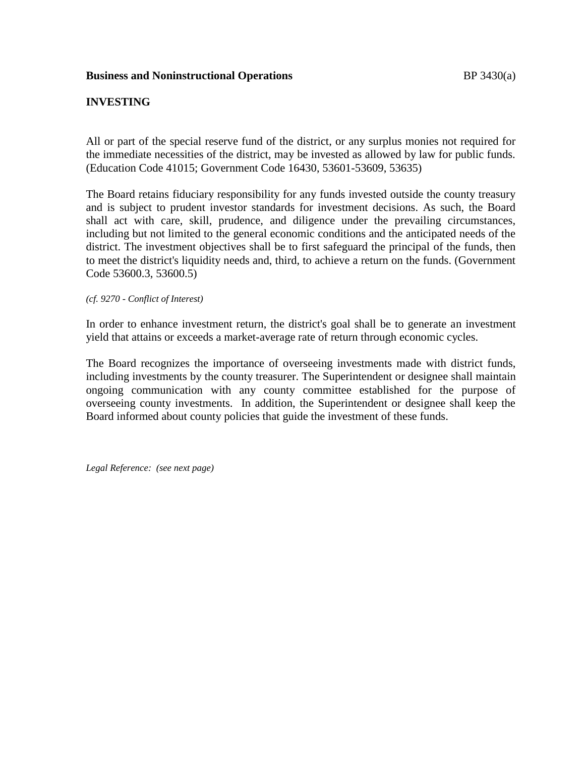**Business and Noninstructional Operations** BP 3430(a)

**INVESTING**

All or part of the special reserve fund of the district, or any surplus monies not required for the immediate necessities of the district, may be invested as allowed by law for public funds. (Education Code 41015; Government Code 16430, 53601-53609, 53635)

The Board retains fiduciary responsibility for any funds invested outside the county treasury and is subject to prudent investor standards for investment decisions. As such, the Board shall act with care, skill, prudence, and diligence under the prevailing circumstances, including but not limited to the general economic conditions and the anticipated needs of the district. The investment objectives shall be to first safeguard the principal of the funds, then to meet the district's liquidity needs and, third, to achieve a return on the funds. (Government Code 53600.3, 53600.5)

*(cf. 9270 - Conflict of Interest)*

In order to enhance investment return, the district's goal shall be to generate an investment yield that attains or exceeds a market-average rate of return through economic cycles.

The Board recognizes the importance of overseeing investments made with district funds, including investments by the county treasurer. The Superintendent or designee shall maintain ongoing communication with any county committee established for the purpose of overseeing county investments. In addition, the Superintendent or designee shall keep the Board informed about county policies that guide the investment of these funds.

*Legal Reference: (see next page)*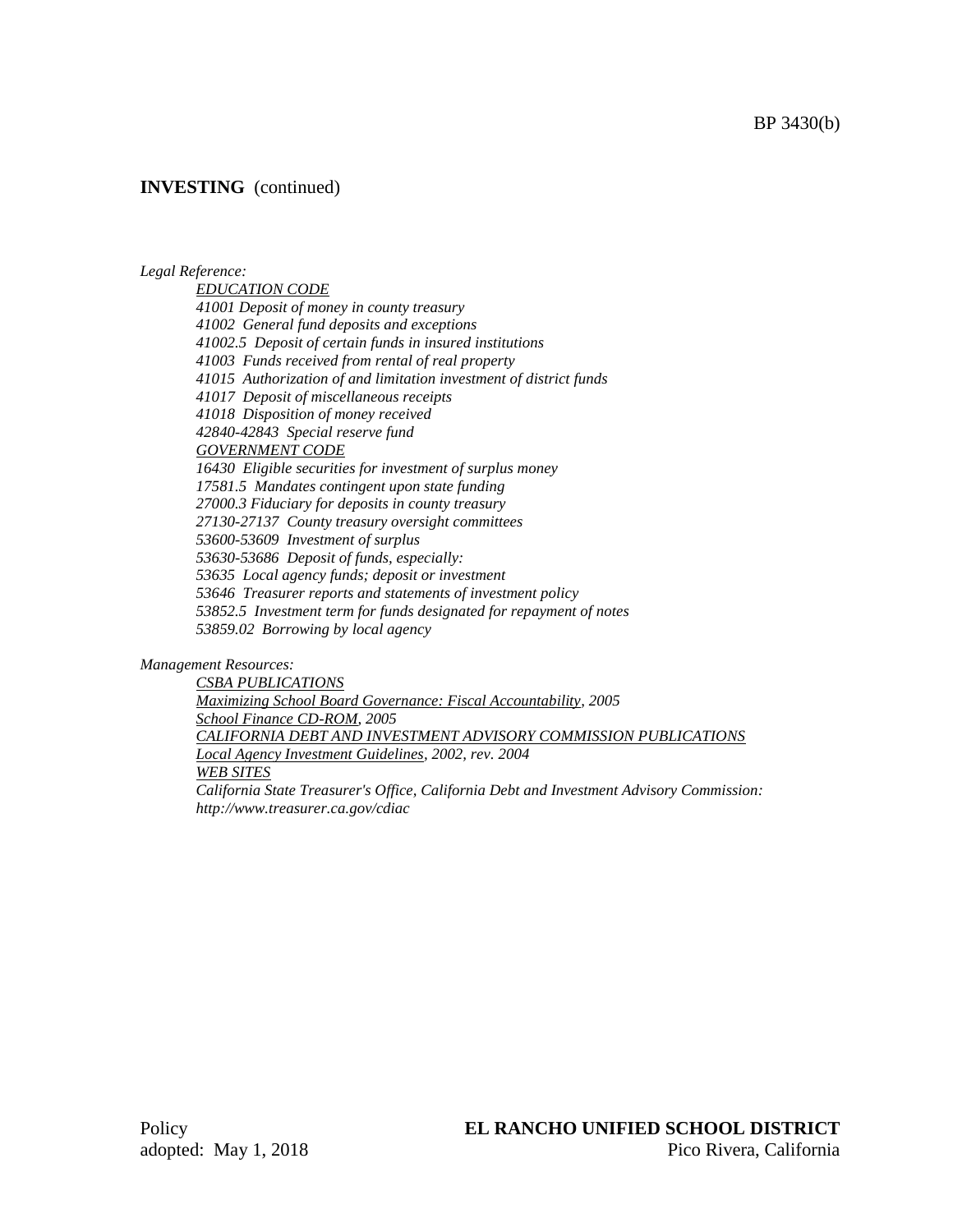**INVESTING** (continued)

*Legal Reference:*

*EDUCATION CODE*
*41001 Deposit of money in county treasury*
*41002 General fund deposits and exceptions*
*41002.5 Deposit of certain funds in insured institutions*
*41003 Funds received from rental of real property*
*41015 Authorization of and limitation investment of district funds*
*41017 Deposit of miscellaneous receipts*
*41018 Disposition of money received*
*42840-42843 Special reserve fund*
*GOVERNMENT CODE*
*16430 Eligible securities for investment of surplus money*
*17581.5 Mandates contingent upon state funding*
*27000.3 Fiduciary for deposits in county treasury*
*27130-27137 County treasury oversight committees*
*53600-53609 Investment of surplus*
*53630-53686 Deposit of funds, especially:*
*53635 Local agency funds; deposit or investment*
*53646 Treasurer reports and statements of investment policy*
*53852.5 Investment term for funds designated for repayment of notes*
*53859.02 Borrowing by local agency*

*Management Resources:*

*CSBA PUBLICATIONS*
*Maximizing School Board Governance: Fiscal Accountability, 2005*
*School Finance CD-ROM, 2005*
*CALIFORNIA DEBT AND INVESTMENT ADVISORY COMMISSION PUBLICATIONS*
*Local Agency Investment Guidelines, 2002, rev. 2004*
*WEB SITES*
*California State Treasurer's Office, California Debt and Investment Advisory Commission: http://www.treasurer.ca.gov/cdiac*

Policy
adopted: May 1, 2018

**EL RANCHO UNIFIED SCHOOL DISTRICT**
Pico Rivera, California